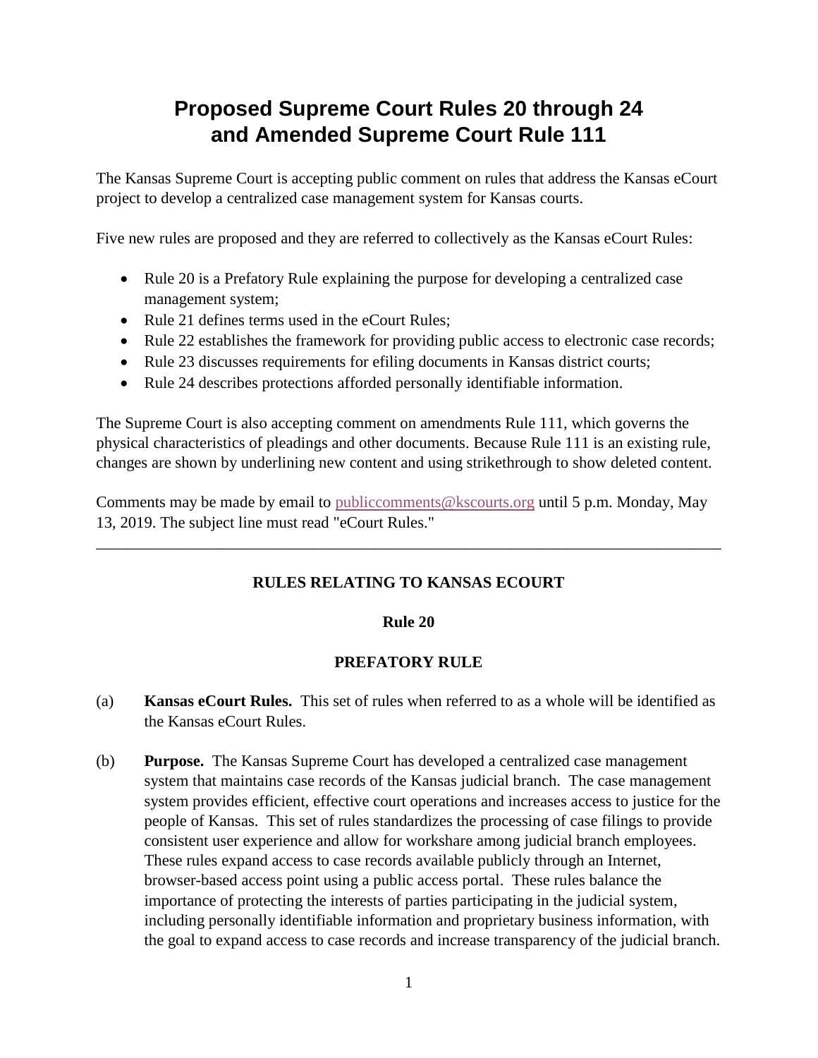# Proposed Supreme Court Rules 20 through 24 and Amended Supreme Court Rule 111

The Kansas Supreme Court is accepting public comment on rules that address the Kansas eCourt project to develop a centralized case management system for Kansas courts.

Five new rules are proposed and they are referred to collectively as the Kansas eCourt Rules:

- Rule 20 is a Prefatory Rule explaining the purpose for developing a centralized case management system;
- Rule 21 defines terms used in the eCourt Rules;
- Rule 22 establishes the framework for providing public access to electronic case records;
- Rule 23 discusses requirements for efiling documents in Kansas district courts;
- Rule 24 describes protections afforded personally identifiable information.

The Supreme Court is also accepting comment on amendments Rule 111, which governs the physical characteristics of pleadings and other documents. Because Rule 111 is an existing rule, changes are shown by underlining new content and using strikethrough to show deleted content.

Comments may be made by email to publiccomments@kscourts.org until 5 p.m. Monday, May 13, 2019. The subject line must read "eCourt Rules."

---

**RULES RELATING TO KANSAS ECOURT**

**Rule 20**

**PREFATORY RULE**

(a) **Kansas eCourt Rules.** This set of rules when referred to as a whole will be identified as the Kansas eCourt Rules.

(b) **Purpose.** The Kansas Supreme Court has developed a centralized case management system that maintains case records of the Kansas judicial branch. The case management system provides efficient, effective court operations and increases access to justice for the people of Kansas. This set of rules standardizes the processing of case filings to provide consistent user experience and allow for workshare among judicial branch employees. These rules expand access to case records available publicly through an Internet, browser-based access point using a public access portal. These rules balance the importance of protecting the interests of parties participating in the judicial system, including personally identifiable information and proprietary business information, with the goal to expand access to case records and increase transparency of the judicial branch.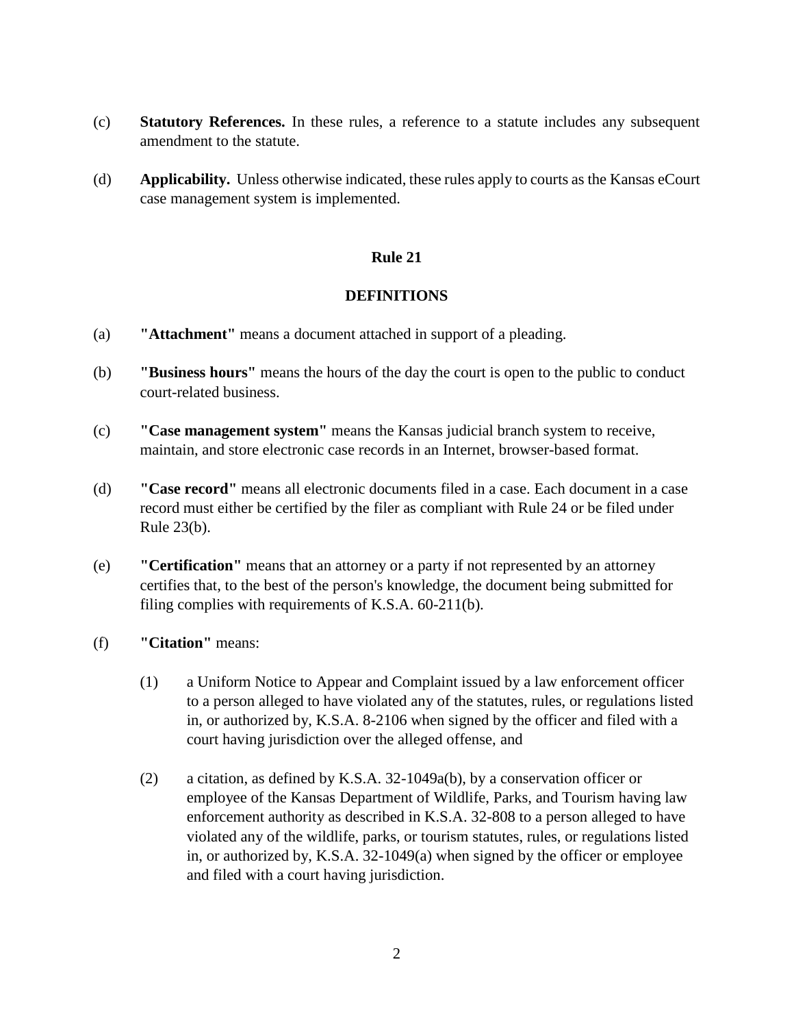(c) **Statutory References.** In these rules, a reference to a statute includes any subsequent amendment to the statute.

(d) **Applicability.** Unless otherwise indicated, these rules apply to courts as the Kansas eCourt case management system is implemented.

## Rule 21

## DEFINITIONS

(a) **"Attachment"** means a document attached in support of a pleading.

(b) **"Business hours"** means the hours of the day the court is open to the public to conduct court-related business.

(c) **"Case management system"** means the Kansas judicial branch system to receive, maintain, and store electronic case records in an Internet, browser-based format.

(d) **"Case record"** means all electronic documents filed in a case. Each document in a case record must either be certified by the filer as compliant with Rule 24 or be filed under Rule 23(b).

(e) **"Certification"** means that an attorney or a party if not represented by an attorney certifies that, to the best of the person's knowledge, the document being submitted for filing complies with requirements of K.S.A. 60-211(b).

(f) **"Citation"** means:

(1) a Uniform Notice to Appear and Complaint issued by a law enforcement officer to a person alleged to have violated any of the statutes, rules, or regulations listed in, or authorized by, K.S.A. 8-2106 when signed by the officer and filed with a court having jurisdiction over the alleged offense, and

(2) a citation, as defined by K.S.A. 32-1049a(b), by a conservation officer or employee of the Kansas Department of Wildlife, Parks, and Tourism having law enforcement authority as described in K.S.A. 32-808 to a person alleged to have violated any of the wildlife, parks, or tourism statutes, rules, or regulations listed in, or authorized by, K.S.A. 32-1049(a) when signed by the officer or employee and filed with a court having jurisdiction.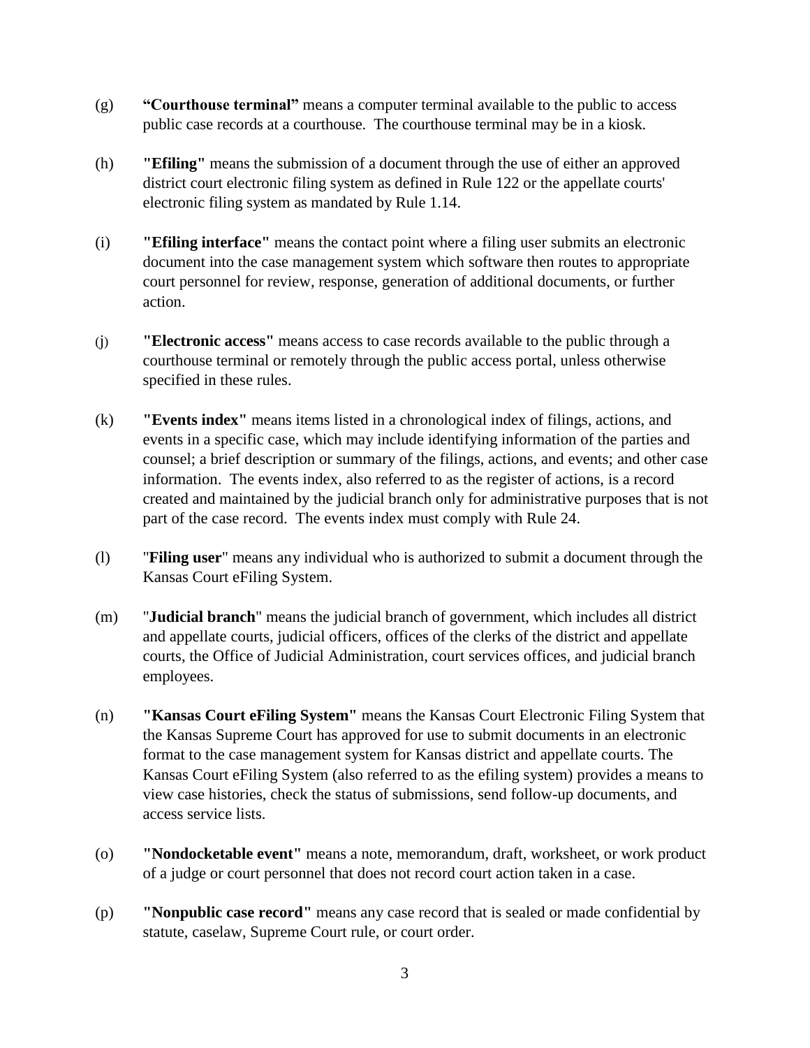(g) **"Courthouse terminal"** means a computer terminal available to the public to access public case records at a courthouse. The courthouse terminal may be in a kiosk.

(h) **"Efiling"** means the submission of a document through the use of either an approved district court electronic filing system as defined in Rule 122 or the appellate courts' electronic filing system as mandated by Rule 1.14.

(i) **"Efiling interface"** means the contact point where a filing user submits an electronic document into the case management system which software then routes to appropriate court personnel for review, response, generation of additional documents, or further action.

(j) **"Electronic access"** means access to case records available to the public through a courthouse terminal or remotely through the public access portal, unless otherwise specified in these rules.

(k) **"Events index"** means items listed in a chronological index of filings, actions, and events in a specific case, which may include identifying information of the parties and counsel; a brief description or summary of the filings, actions, and events; and other case information. The events index, also referred to as the register of actions, is a record created and maintained by the judicial branch only for administrative purposes that is not part of the case record. The events index must comply with Rule 24.

(l) "**Filing user**" means any individual who is authorized to submit a document through the Kansas Court eFiling System.

(m) "**Judicial branch**" means the judicial branch of government, which includes all district and appellate courts, judicial officers, offices of the clerks of the district and appellate courts, the Office of Judicial Administration, court services offices, and judicial branch employees.

(n) **"Kansas Court eFiling System"** means the Kansas Court Electronic Filing System that the Kansas Supreme Court has approved for use to submit documents in an electronic format to the case management system for Kansas district and appellate courts. The Kansas Court eFiling System (also referred to as the efiling system) provides a means to view case histories, check the status of submissions, send follow-up documents, and access service lists.

(o) **"Nondocketable event"** means a note, memorandum, draft, worksheet, or work product of a judge or court personnel that does not record court action taken in a case.

(p) **"Nonpublic case record"** means any case record that is sealed or made confidential by statute, caselaw, Supreme Court rule, or court order.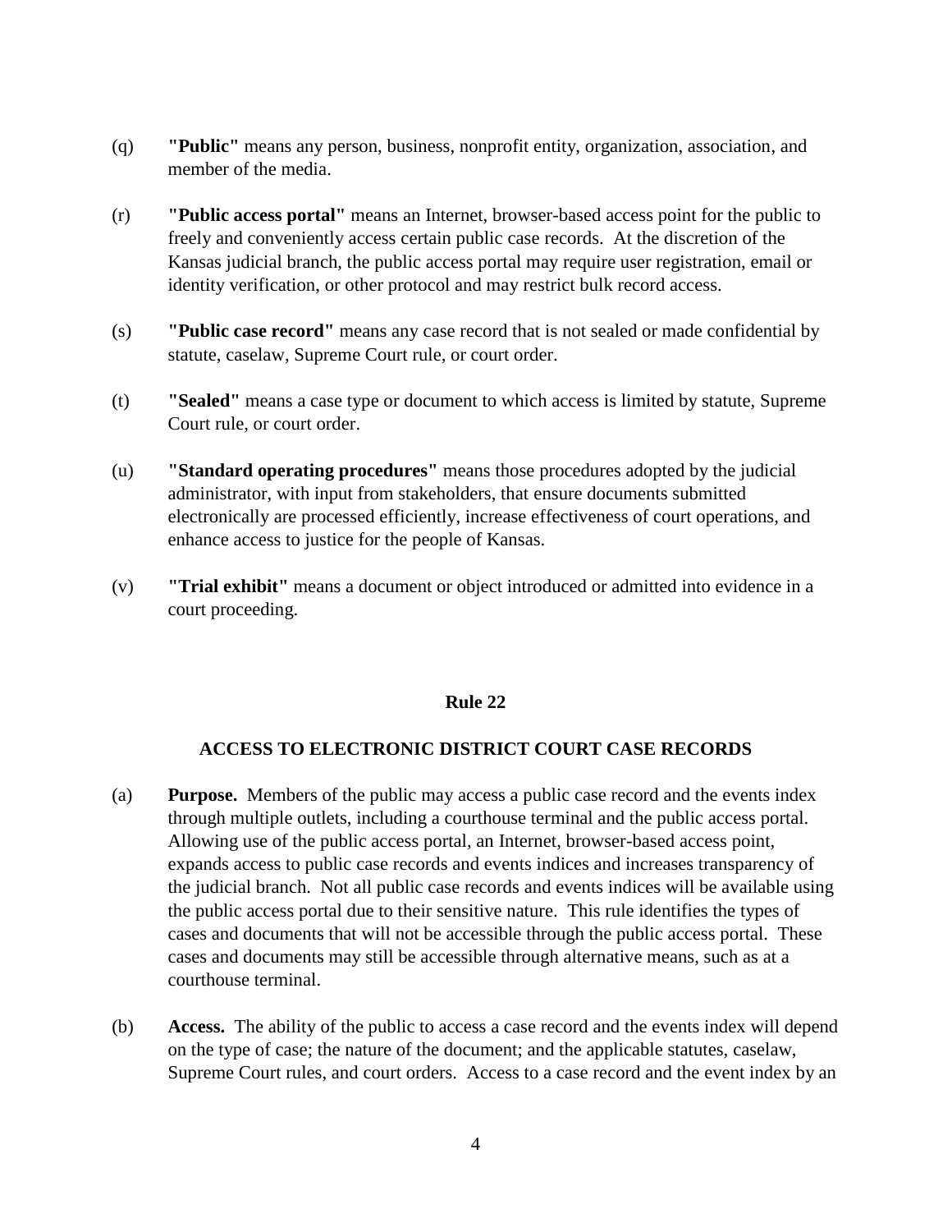(q) **"Public"** means any person, business, nonprofit entity, organization, association, and member of the media.

(r) **"Public access portal"** means an Internet, browser-based access point for the public to freely and conveniently access certain public case records. At the discretion of the Kansas judicial branch, the public access portal may require user registration, email or identity verification, or other protocol and may restrict bulk record access.

(s) **"Public case record"** means any case record that is not sealed or made confidential by statute, caselaw, Supreme Court rule, or court order.

(t) **"Sealed"** means a case type or document to which access is limited by statute, Supreme Court rule, or court order.

(u) **"Standard operating procedures"** means those procedures adopted by the judicial administrator, with input from stakeholders, that ensure documents submitted electronically are processed efficiently, increase effectiveness of court operations, and enhance access to justice for the people of Kansas.

(v) **"Trial exhibit"** means a document or object introduced or admitted into evidence in a court proceeding.

## Rule 22

### ACCESS TO ELECTRONIC DISTRICT COURT CASE RECORDS

(a) **Purpose.** Members of the public may access a public case record and the events index through multiple outlets, including a courthouse terminal and the public access portal. Allowing use of the public access portal, an Internet, browser-based access point, expands access to public case records and events indices and increases transparency of the judicial branch. Not all public case records and events indices will be available using the public access portal due to their sensitive nature. This rule identifies the types of cases and documents that will not be accessible through the public access portal. These cases and documents may still be accessible through alternative means, such as at a courthouse terminal.

(b) **Access.** The ability of the public to access a case record and the events index will depend on the type of case; the nature of the document; and the applicable statutes, caselaw, Supreme Court rules, and court orders. Access to a case record and the event index by an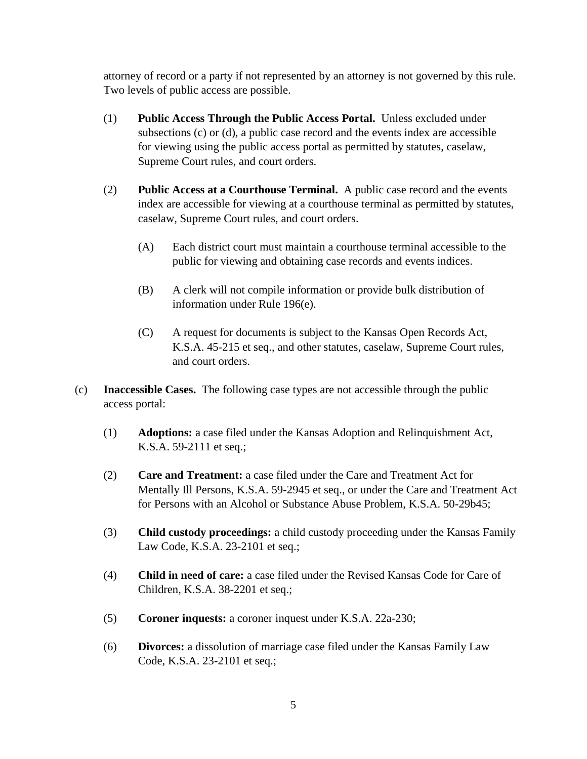attorney of record or a party if not represented by an attorney is not governed by this rule. Two levels of public access are possible.

(1) **Public Access Through the Public Access Portal.** Unless excluded under subsections (c) or (d), a public case record and the events index are accessible for viewing using the public access portal as permitted by statutes, caselaw, Supreme Court rules, and court orders.

(2) **Public Access at a Courthouse Terminal.** A public case record and the events index are accessible for viewing at a courthouse terminal as permitted by statutes, caselaw, Supreme Court rules, and court orders.

(A) Each district court must maintain a courthouse terminal accessible to the public for viewing and obtaining case records and events indices.

(B) A clerk will not compile information or provide bulk distribution of information under Rule 196(e).

(C) A request for documents is subject to the Kansas Open Records Act, K.S.A. 45-215 et seq., and other statutes, caselaw, Supreme Court rules, and court orders.

(c) **Inaccessible Cases.** The following case types are not accessible through the public access portal:

(1) **Adoptions:** a case filed under the Kansas Adoption and Relinquishment Act, K.S.A. 59-2111 et seq.;

(2) **Care and Treatment:** a case filed under the Care and Treatment Act for Mentally Ill Persons, K.S.A. 59-2945 et seq., or under the Care and Treatment Act for Persons with an Alcohol or Substance Abuse Problem, K.S.A. 50-29b45;

(3) **Child custody proceedings:** a child custody proceeding under the Kansas Family Law Code, K.S.A. 23-2101 et seq.;

(4) **Child in need of care:** a case filed under the Revised Kansas Code for Care of Children, K.S.A. 38-2201 et seq.;

(5) **Coroner inquests:** a coroner inquest under K.S.A. 22a-230;

(6) **Divorces:** a dissolution of marriage case filed under the Kansas Family Law Code, K.S.A. 23-2101 et seq.;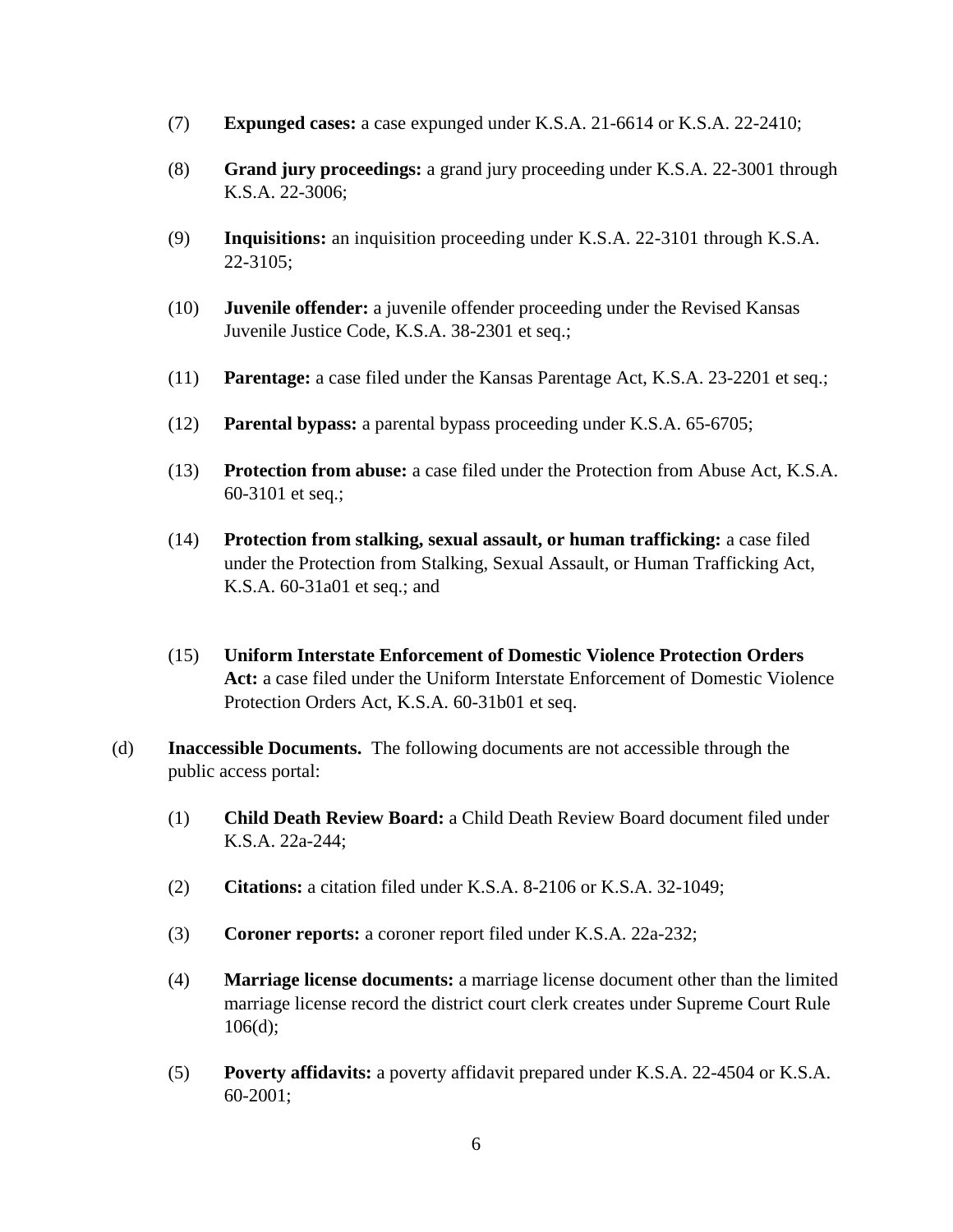(7) **Expunged cases:** a case expunged under K.S.A. 21-6614 or K.S.A. 22-2410;

(8) **Grand jury proceedings:** a grand jury proceeding under K.S.A. 22-3001 through K.S.A. 22-3006;

(9) **Inquisitions:** an inquisition proceeding under K.S.A. 22-3101 through K.S.A. 22-3105;

(10) **Juvenile offender:** a juvenile offender proceeding under the Revised Kansas Juvenile Justice Code, K.S.A. 38-2301 et seq.;

(11) **Parentage:** a case filed under the Kansas Parentage Act, K.S.A. 23-2201 et seq.;

(12) **Parental bypass:** a parental bypass proceeding under K.S.A. 65-6705;

(13) **Protection from abuse:** a case filed under the Protection from Abuse Act, K.S.A. 60-3101 et seq.;

(14) **Protection from stalking, sexual assault, or human trafficking:** a case filed under the Protection from Stalking, Sexual Assault, or Human Trafficking Act, K.S.A. 60-31a01 et seq.; and

(15) **Uniform Interstate Enforcement of Domestic Violence Protection Orders Act:** a case filed under the Uniform Interstate Enforcement of Domestic Violence Protection Orders Act, K.S.A. 60-31b01 et seq.

(d) **Inaccessible Documents.** The following documents are not accessible through the public access portal:

(1) **Child Death Review Board:** a Child Death Review Board document filed under K.S.A. 22a-244;

(2) **Citations:** a citation filed under K.S.A. 8-2106 or K.S.A. 32-1049;

(3) **Coroner reports:** a coroner report filed under K.S.A. 22a-232;

(4) **Marriage license documents:** a marriage license document other than the limited marriage license record the district court clerk creates under Supreme Court Rule 106(d);

(5) **Poverty affidavits:** a poverty affidavit prepared under K.S.A. 22-4504 or K.S.A. 60-2001;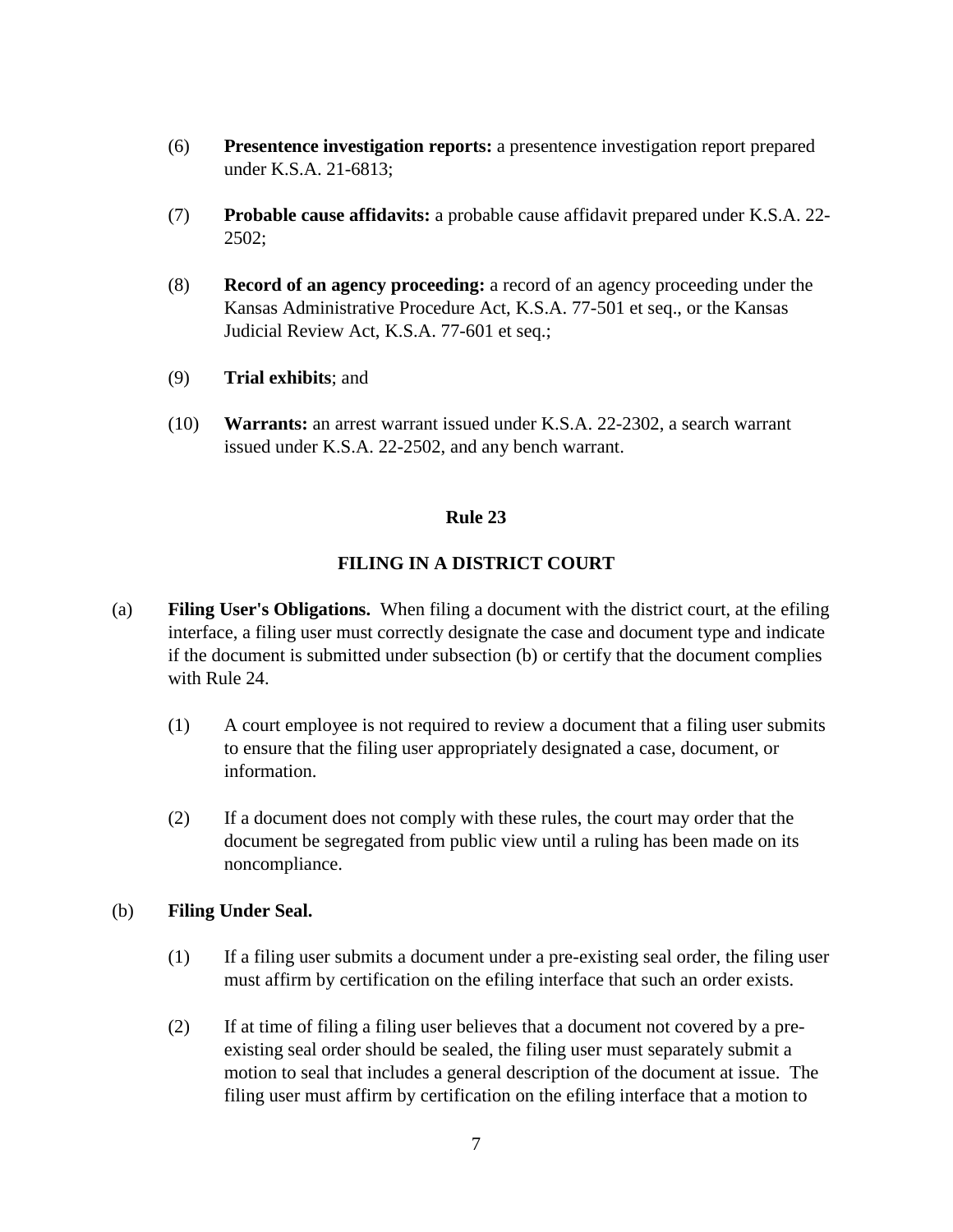(6) **Presentence investigation reports:** a presentence investigation report prepared under K.S.A. 21-6813;

(7) **Probable cause affidavits:** a probable cause affidavit prepared under K.S.A. 22-2502;

(8) **Record of an agency proceeding:** a record of an agency proceeding under the Kansas Administrative Procedure Act, K.S.A. 77-501 et seq., or the Kansas Judicial Review Act, K.S.A. 77-601 et seq.;

(9) **Trial exhibits**; and

(10) **Warrants:** an arrest warrant issued under K.S.A. 22-2302, a search warrant issued under K.S.A. 22-2502, and any bench warrant.

## Rule 23

## FILING IN A DISTRICT COURT

(a) **Filing User's Obligations.** When filing a document with the district court, at the efiling interface, a filing user must correctly designate the case and document type and indicate if the document is submitted under subsection (b) or certify that the document complies with Rule 24.

(1) A court employee is not required to review a document that a filing user submits to ensure that the filing user appropriately designated a case, document, or information.

(2) If a document does not comply with these rules, the court may order that the document be segregated from public view until a ruling has been made on its noncompliance.

(b) **Filing Under Seal.**

(1) If a filing user submits a document under a pre-existing seal order, the filing user must affirm by certification on the efiling interface that such an order exists.

(2) If at time of filing a filing user believes that a document not covered by a pre-existing seal order should be sealed, the filing user must separately submit a motion to seal that includes a general description of the document at issue. The filing user must affirm by certification on the efiling interface that a motion to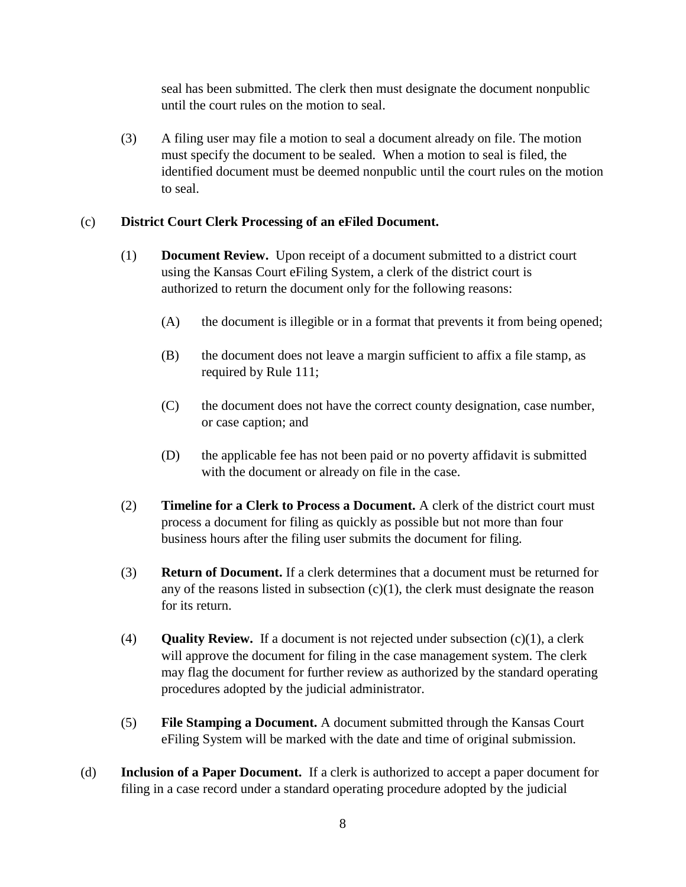seal has been submitted. The clerk then must designate the document nonpublic until the court rules on the motion to seal.

(3) A filing user may file a motion to seal a document already on file. The motion must specify the document to be sealed. When a motion to seal is filed, the identified document must be deemed nonpublic until the court rules on the motion to seal.

(c) **District Court Clerk Processing of an eFiled Document.**

(1) **Document Review.** Upon receipt of a document submitted to a district court using the Kansas Court eFiling System, a clerk of the district court is authorized to return the document only for the following reasons:

(A) the document is illegible or in a format that prevents it from being opened;

(B) the document does not leave a margin sufficient to affix a file stamp, as required by Rule 111;

(C) the document does not have the correct county designation, case number, or case caption; and

(D) the applicable fee has not been paid or no poverty affidavit is submitted with the document or already on file in the case.

(2) **Timeline for a Clerk to Process a Document.** A clerk of the district court must process a document for filing as quickly as possible but not more than four business hours after the filing user submits the document for filing.

(3) **Return of Document.** If a clerk determines that a document must be returned for any of the reasons listed in subsection (c)(1), the clerk must designate the reason for its return.

(4) **Quality Review.** If a document is not rejected under subsection (c)(1), a clerk will approve the document for filing in the case management system. The clerk may flag the document for further review as authorized by the standard operating procedures adopted by the judicial administrator.

(5) **File Stamping a Document.** A document submitted through the Kansas Court eFiling System will be marked with the date and time of original submission.

(d) **Inclusion of a Paper Document.** If a clerk is authorized to accept a paper document for filing in a case record under a standard operating procedure adopted by the judicial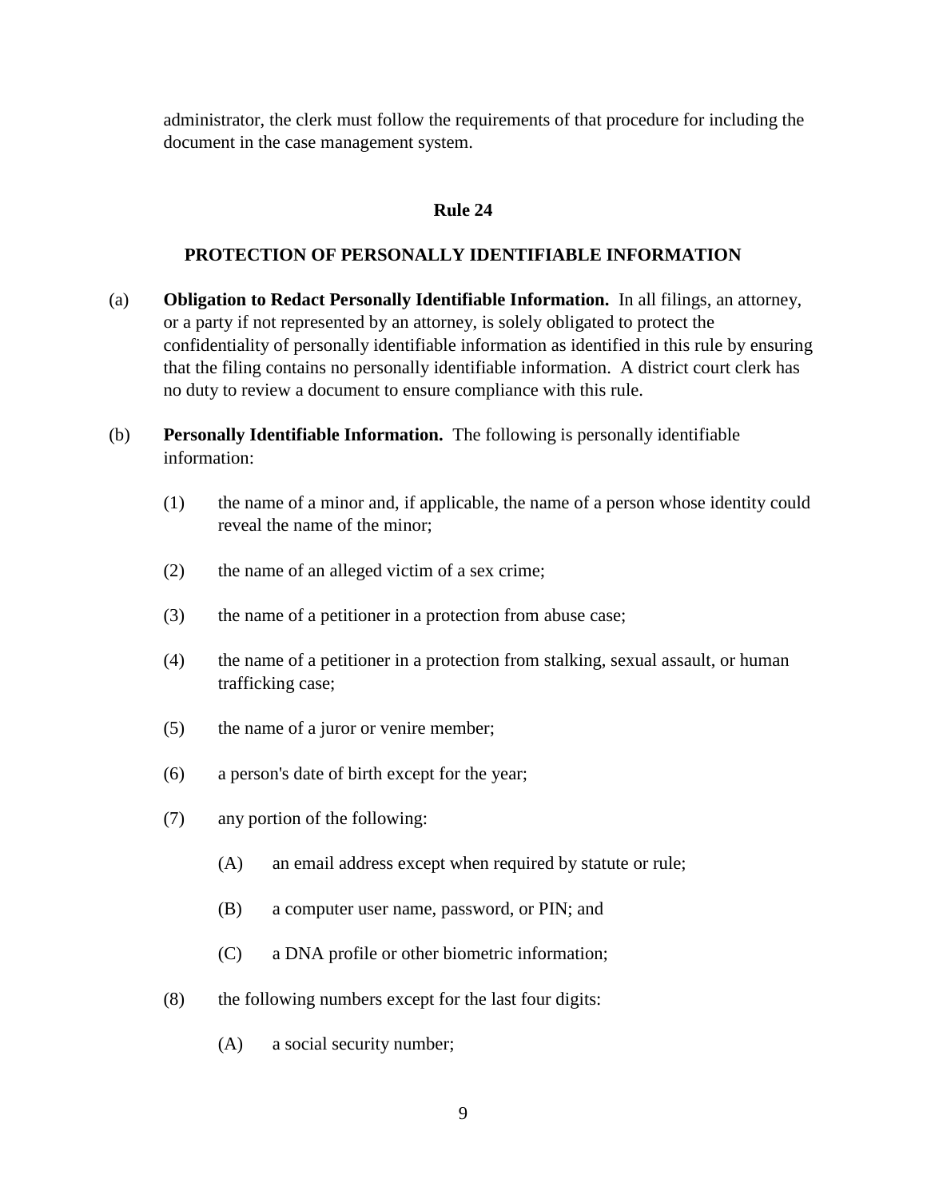administrator, the clerk must follow the requirements of that procedure for including the document in the case management system.

## Rule 24

## PROTECTION OF PERSONALLY IDENTIFIABLE INFORMATION

(a) **Obligation to Redact Personally Identifiable Information.** In all filings, an attorney, or a party if not represented by an attorney, is solely obligated to protect the confidentiality of personally identifiable information as identified in this rule by ensuring that the filing contains no personally identifiable information. A district court clerk has no duty to review a document to ensure compliance with this rule.

(b) **Personally Identifiable Information.** The following is personally identifiable information:

(1) the name of a minor and, if applicable, the name of a person whose identity could reveal the name of the minor;

(2) the name of an alleged victim of a sex crime;

(3) the name of a petitioner in a protection from abuse case;

(4) the name of a petitioner in a protection from stalking, sexual assault, or human trafficking case;

(5) the name of a juror or venire member;

(6) a person's date of birth except for the year;

(7) any portion of the following:

(A) an email address except when required by statute or rule;

(B) a computer user name, password, or PIN; and

(C) a DNA profile or other biometric information;

(8) the following numbers except for the last four digits:

(A) a social security number;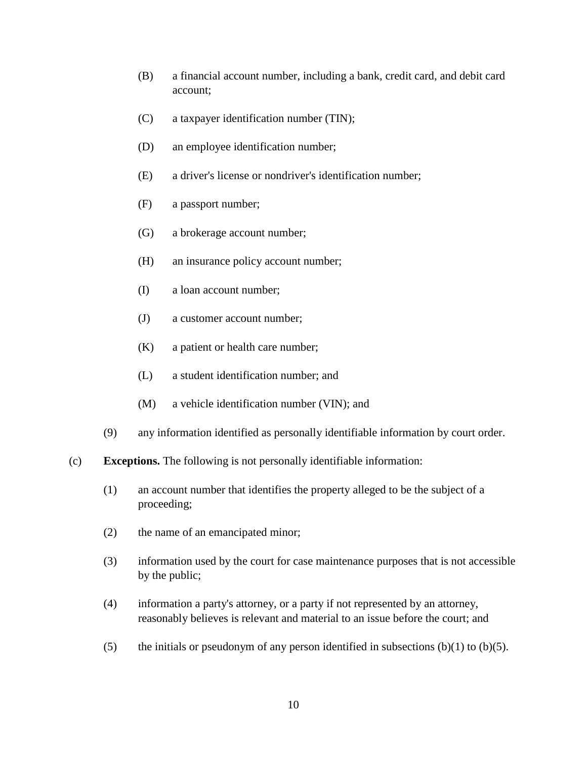(B) a financial account number, including a bank, credit card, and debit card account;

(C) a taxpayer identification number (TIN);

(D) an employee identification number;

(E) a driver's license or nondriver's identification number;

(F) a passport number;

(G) a brokerage account number;

(H) an insurance policy account number;

(I) a loan account number;

(J) a customer account number;

(K) a patient or health care number;

(L) a student identification number; and

(M) a vehicle identification number (VIN); and

(9) any information identified as personally identifiable information by court order.

(c) **Exceptions.** The following is not personally identifiable information:

(1) an account number that identifies the property alleged to be the subject of a proceeding;

(2) the name of an emancipated minor;

(3) information used by the court for case maintenance purposes that is not accessible by the public;

(4) information a party's attorney, or a party if not represented by an attorney, reasonably believes is relevant and material to an issue before the court; and

(5) the initials or pseudonym of any person identified in subsections (b)(1) to (b)(5).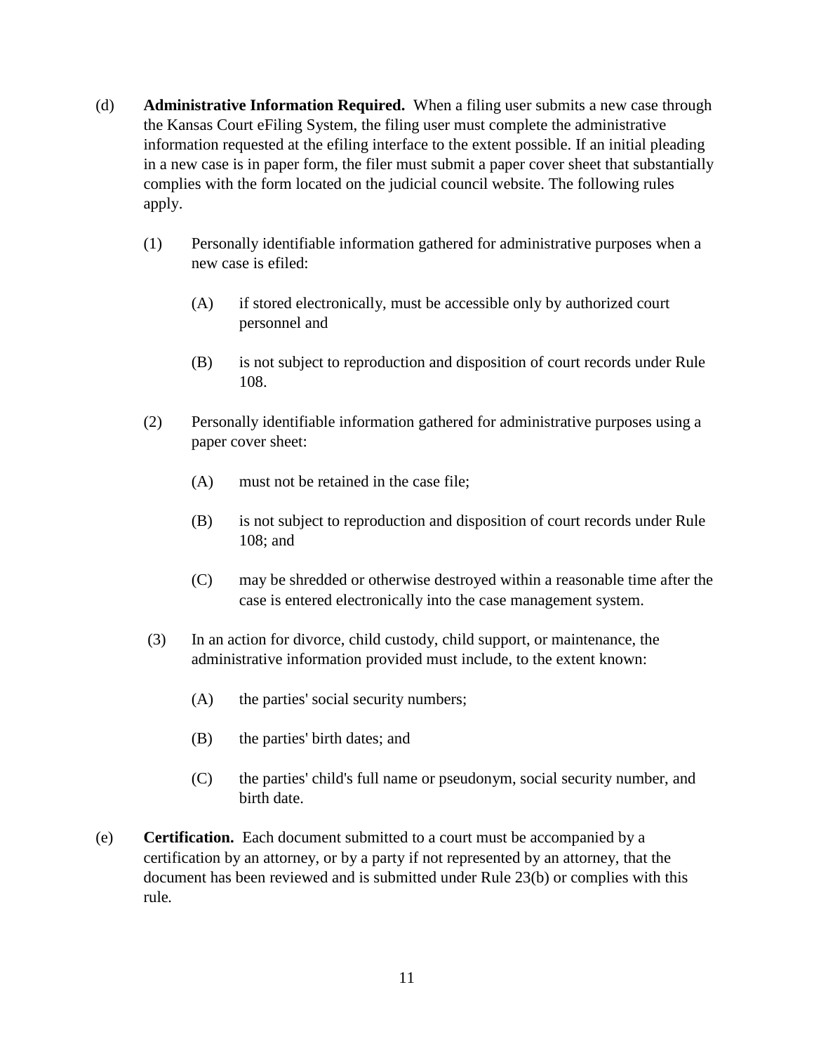(d) **Administrative Information Required.** When a filing user submits a new case through the Kansas Court eFiling System, the filing user must complete the administrative information requested at the efiling interface to the extent possible. If an initial pleading in a new case is in paper form, the filer must submit a paper cover sheet that substantially complies with the form located on the judicial council website. The following rules apply.

(1) Personally identifiable information gathered for administrative purposes when a new case is efiled:

(A) if stored electronically, must be accessible only by authorized court personnel and

(B) is not subject to reproduction and disposition of court records under Rule 108.

(2) Personally identifiable information gathered for administrative purposes using a paper cover sheet:

(A) must not be retained in the case file;

(B) is not subject to reproduction and disposition of court records under Rule 108; and

(C) may be shredded or otherwise destroyed within a reasonable time after the case is entered electronically into the case management system.

(3) In an action for divorce, child custody, child support, or maintenance, the administrative information provided must include, to the extent known:

(A) the parties' social security numbers;

(B) the parties' birth dates; and

(C) the parties' child's full name or pseudonym, social security number, and birth date.

(e) **Certification.** Each document submitted to a court must be accompanied by a certification by an attorney, or by a party if not represented by an attorney, that the document has been reviewed and is submitted under Rule 23(b) or complies with this rule.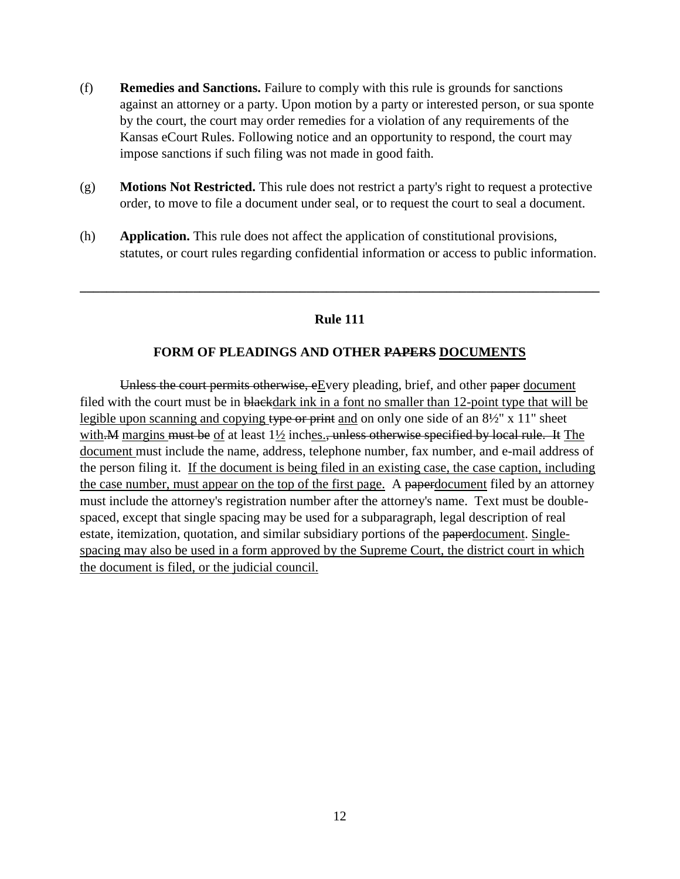(f) **Remedies and Sanctions.** Failure to comply with this rule is grounds for sanctions against an attorney or a party. Upon motion by a party or interested person, or sua sponte by the court, the court may order remedies for a violation of any requirements of the Kansas eCourt Rules. Following notice and an opportunity to respond, the court may impose sanctions if such filing was not made in good faith.

(g) **Motions Not Restricted.** This rule does not restrict a party's right to request a protective order, to move to file a document under seal, or to request the court to seal a document.

(h) **Application.** This rule does not affect the application of constitutional provisions, statutes, or court rules regarding confidential information or access to public information.

---

## Rule 111

### FORM OF PLEADINGS AND OTHER ~~PAPERS~~ <u>DOCUMENTS</u>

~~Unless the court permits otherwise, e~~<u>E</u>very pleading, brief, and other ~~paper~~ <u>document</u> filed with the court must be in ~~black~~<u>dark ink in a font no smaller than 12-point type that will be legible upon scanning and copying</u> ~~type or print~~ <u>and</u> on only one side of an 8½" x 11" sheet <u>with</u>~~.M~~ <u>margins</u> ~~must be~~ <u>of</u> at least 1<u>½</u> inch<u>es.</u>~~, unless otherwise specified by local rule. It~~ <u>The document</u> must include the name, address, telephone number, fax number, and e-mail address of the person filing it. <u>If the document is being filed in an existing case, the case caption, including the case number, must appear on the top of the first page.</u> A ~~paper~~<u>document</u> filed by an attorney must include the attorney's registration number after the attorney's name. Text must be double-spaced, except that single spacing may be used for a subparagraph, legal description of real estate, itemization, quotation, and similar subsidiary portions of the ~~paper~~<u>document</u>. <u>Single-spacing may also be used in a form approved by the Supreme Court, the district court in which the document is filed, or the judicial council.</u>